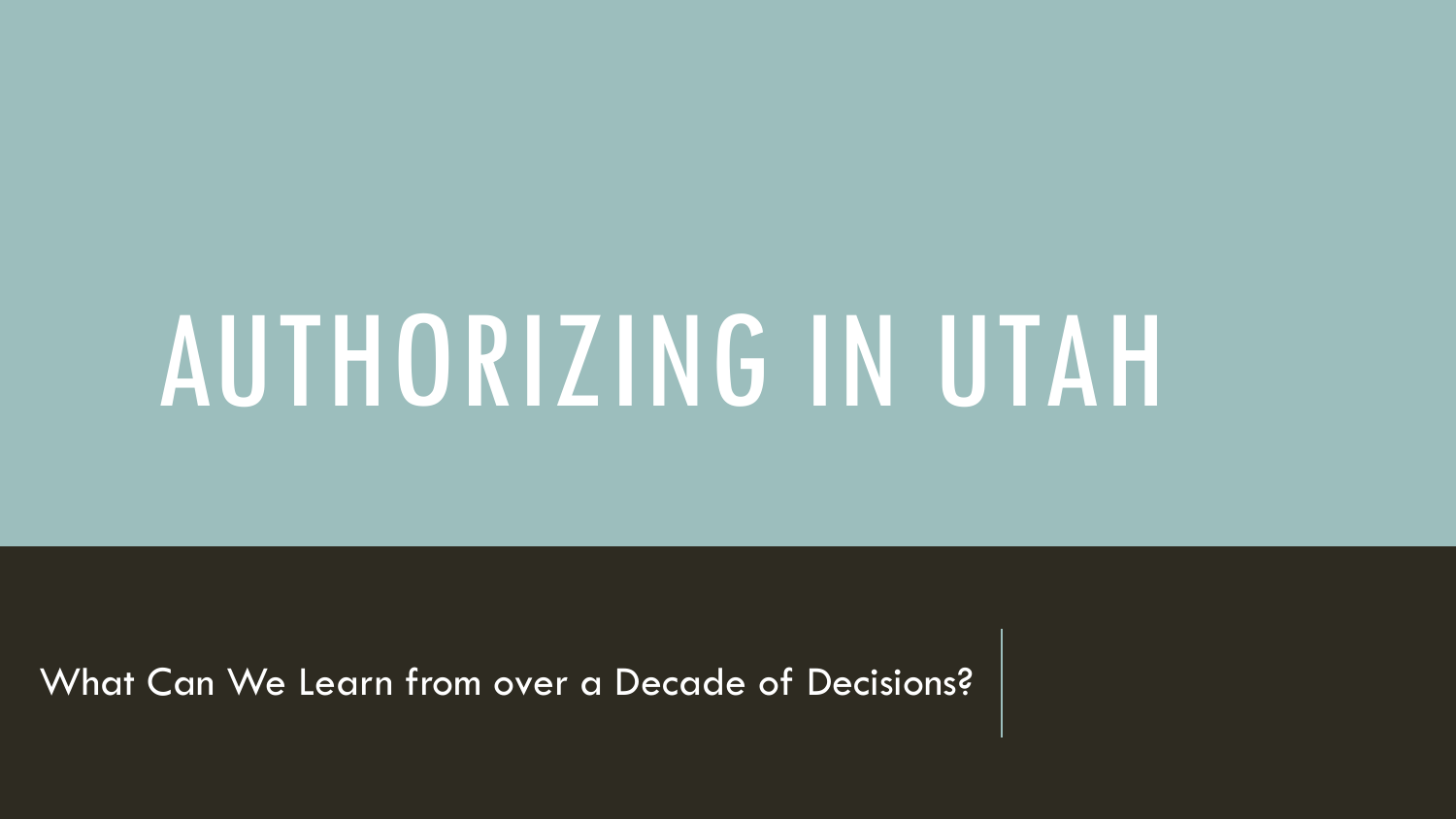# AUTHORIZING IN UTAH

What Can We Learn from over a Decade of Decisions?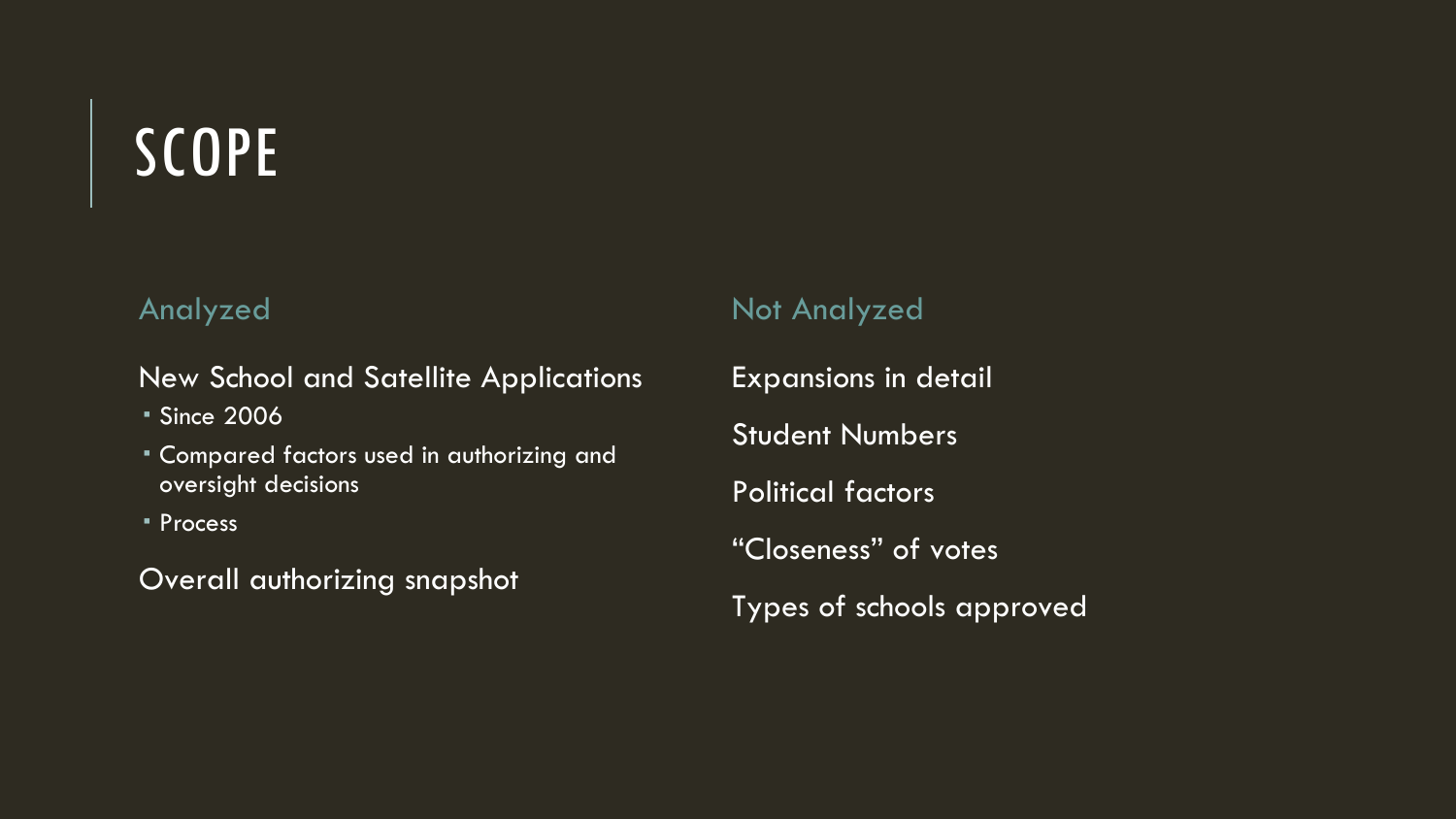# SCOPE

## Analyzed

New School and Satellite Applications

- Since 2006
- Compared factors used in authorizing and oversight decisions
- Process

Overall authorizing snapshot

## Not Analyzed

Expansions in detail

Student Numbers

Political factors

“Closeness” of votes

Types of schools approved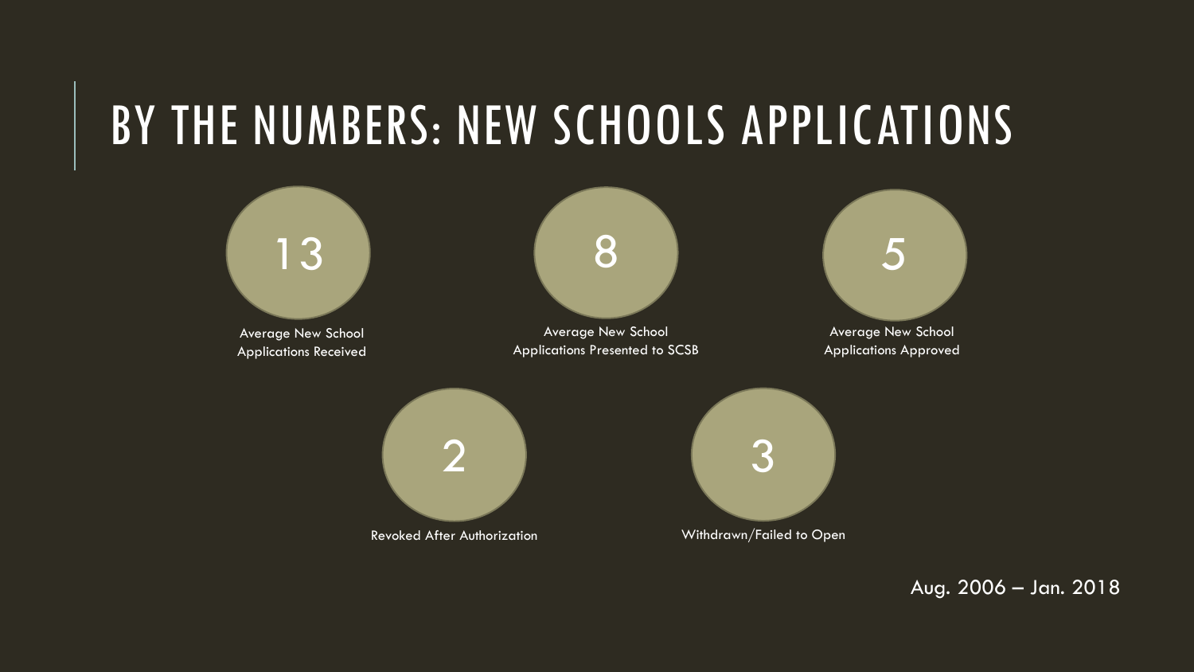# BY THE NUMBERS: NEW SCHOOLS APPLICATIONS

**13**
Average New School Applications Received

**8**
Average New School Applications Presented to SCSB

**5**
Average New School Applications Approved

**2**
Revoked After Authorization

**3**
Withdrawn/Failed to Open

Aug. 2006 – Jan. 2018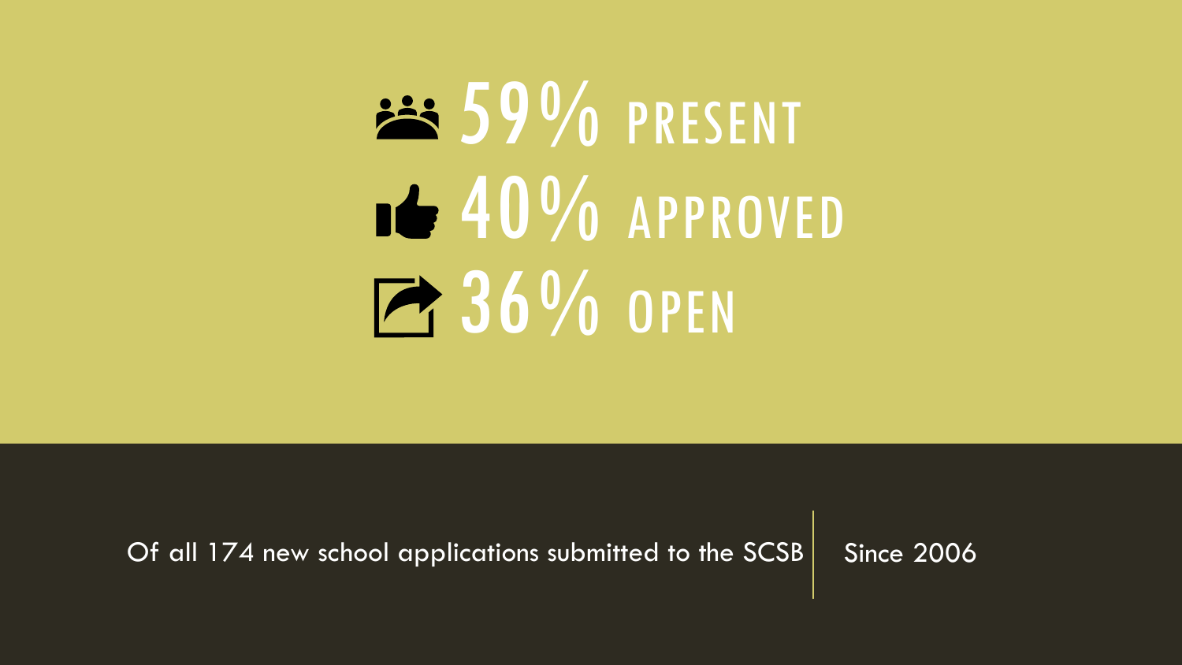# 59% PRESENT

# 40% APPROVED

# 36% OPEN

Of all 174 new school applications submitted to the SCSB | Since 2006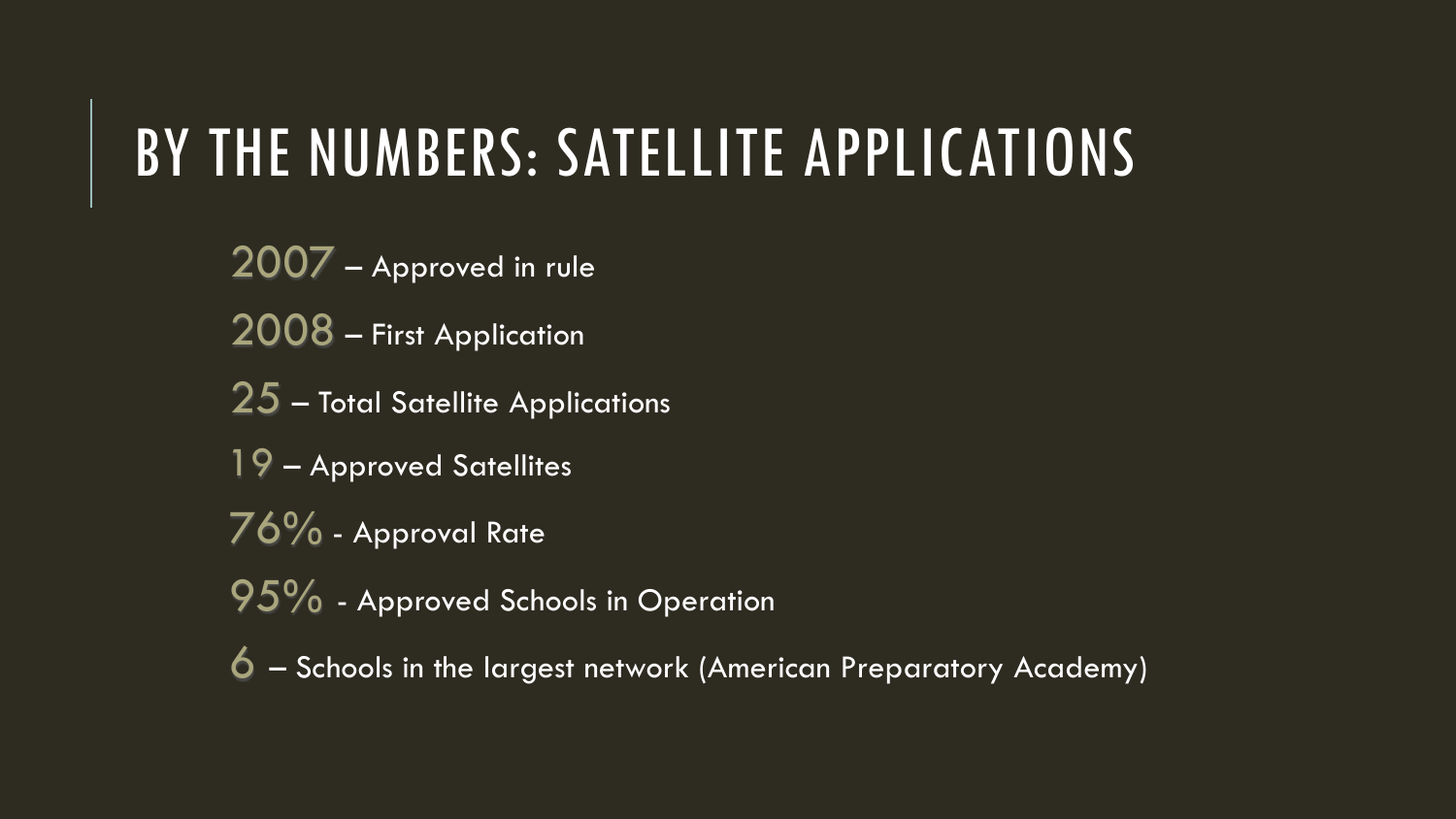# BY THE NUMBERS: SATELLITE APPLICATIONS

2007 – Approved in rule

2008 – First Application

25 – Total Satellite Applications

19 – Approved Satellites

76% - Approval Rate

95% - Approved Schools in Operation

6 – Schools in the largest network (American Preparatory Academy)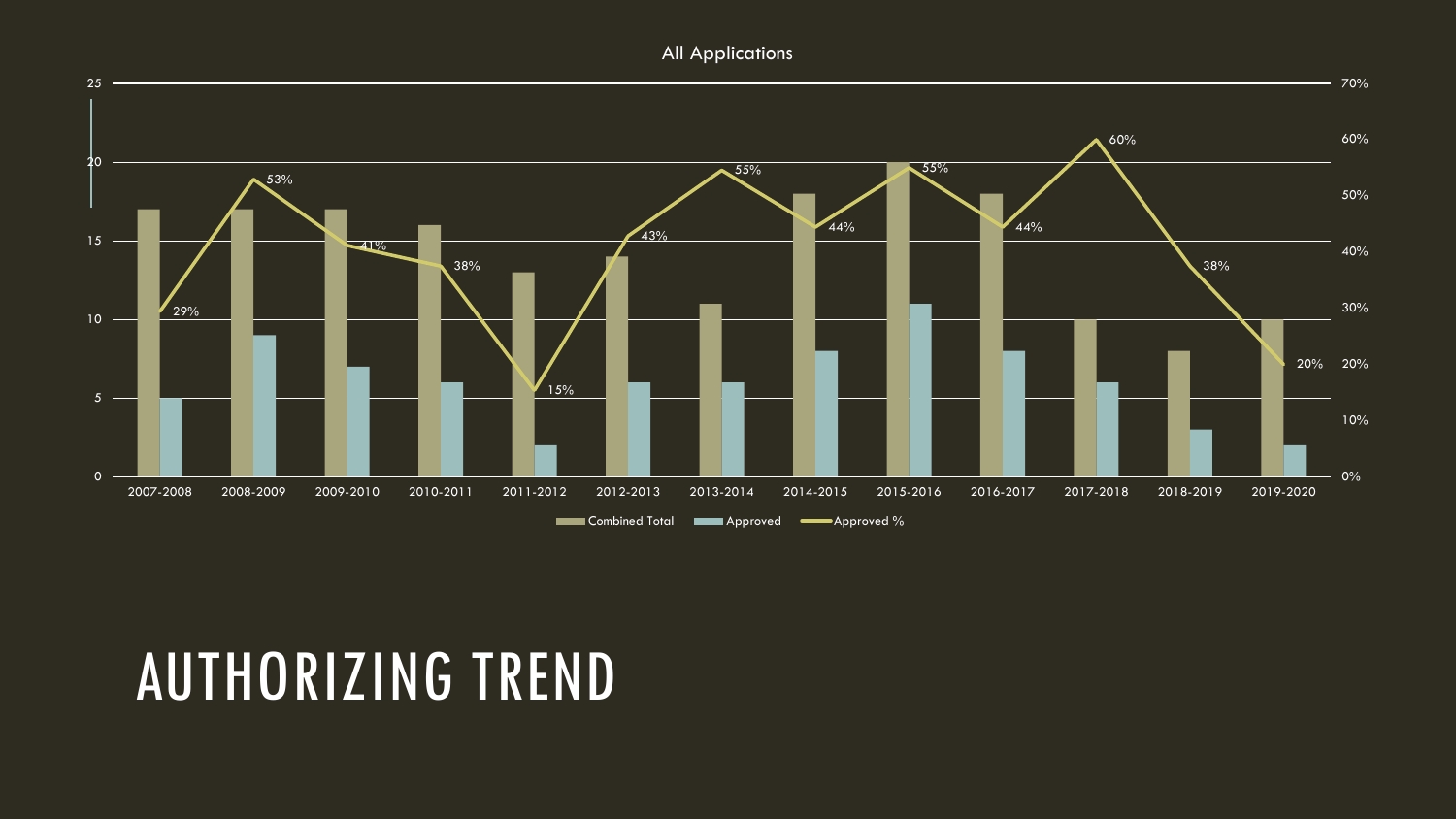All Applications

| Year | Combined Total | Approved | Approved % |
| --- | --- | --- | --- |
| 2007-2008 | 17 | 5 | 29% |
| 2008-2009 | 17 | 9 | 53% |
| 2009-2010 | 17 | 7 | 41% |
| 2010-2011 | 16 | 6 | 38% |
| 2011-2012 | 13 | 2 | 15% |
| 2012-2013 | 14 | 6 | 43% |
| 2013-2014 | 11 | 6 | 55% |
| 2014-2015 | 18 | 8 | 44% |
| 2015-2016 | 20 | 11 | 55% |
| 2016-2017 | 18 | 8 | 44% |
| 2017-2018 | 10 | 6 | 60% |
| 2018-2019 | 8 | 3 | 38% |
| 2019-2020 | 10 | 2 | 20% |

# AUTHORIZING TREND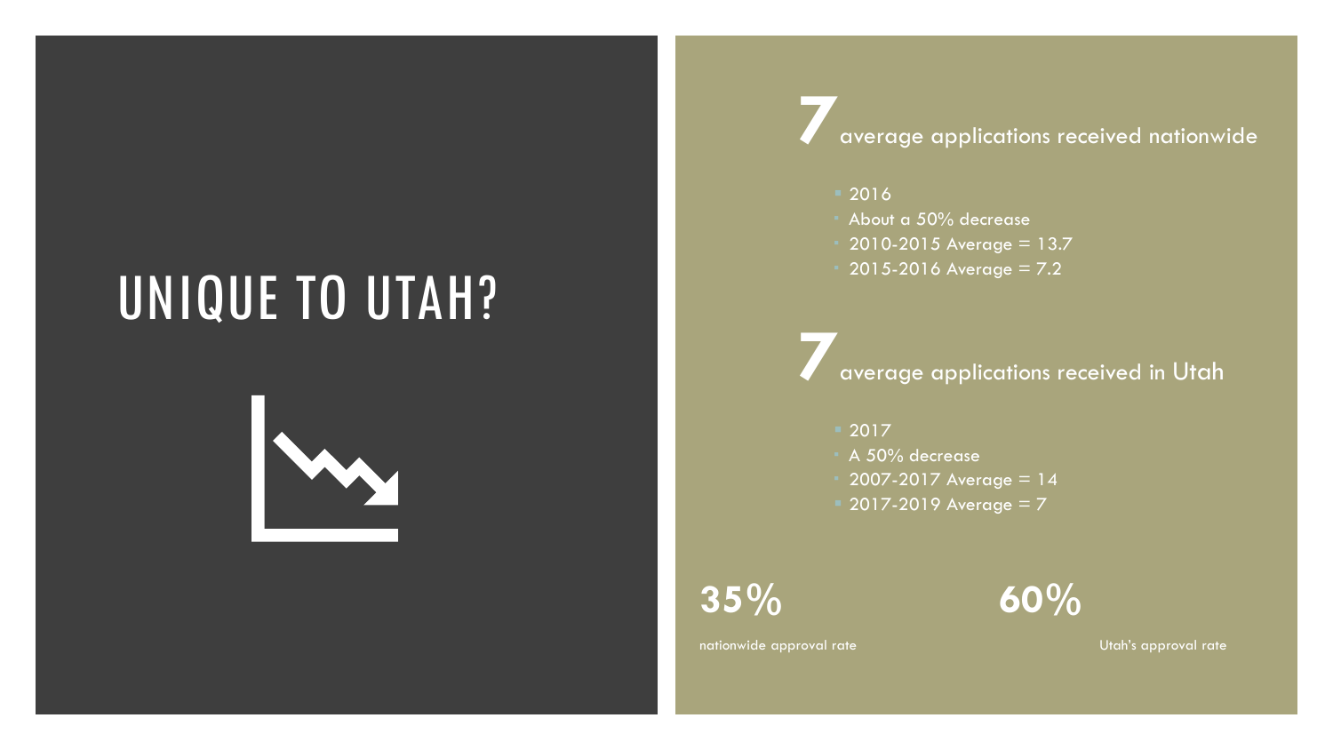# UNIQUE TO UTAH?

**7** average applications received nationwide

- 2016
  - About a 50% decrease
  - 2010-2015 Average = 13.7
  - 2015-2016 Average = 7.2

**7** average applications received in Utah

- 2017
  - A 50% decrease
  - 2007-2017 Average = 14
- 2017-2019 Average = 7

**35%**

nationwide approval rate

**60%**

Utah's approval rate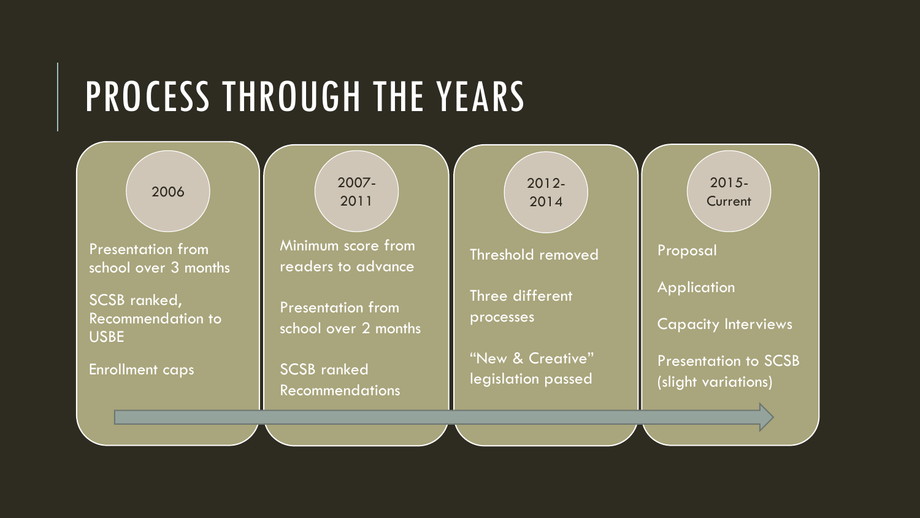# PROCESS THROUGH THE YEARS

## 2006

- Presentation from school over 3 months
- SCSB ranked, Recommendation to USBE
- Enrollment caps

## 2007-2011

- Minimum score from readers to advance
- Presentation from school over 2 months
- SCSB ranked Recommendations

## 2012-2014

- Threshold removed
- Three different processes
- "New & Creative" legislation passed

## 2015-Current

- Proposal
- Application
- Capacity Interviews
- Presentation to SCSB (slight variations)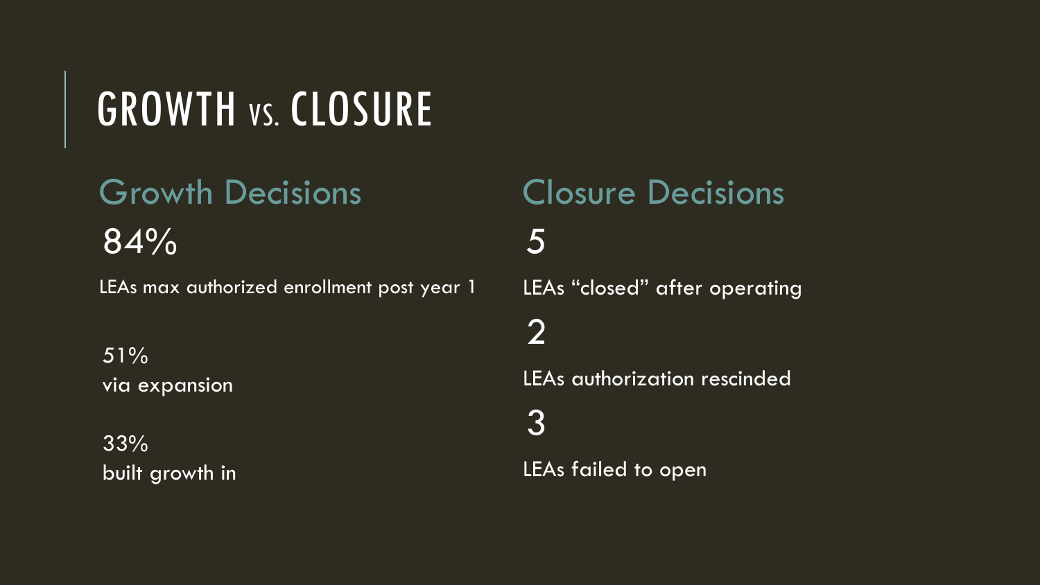# GROWTH VS. CLOSURE

## Growth Decisions

84%

LEAs max authorized enrollment post year 1

51%
via expansion

33%
built growth in

## Closure Decisions

5

LEAs “closed” after operating

2

LEAs authorization rescinded

3

LEAs failed to open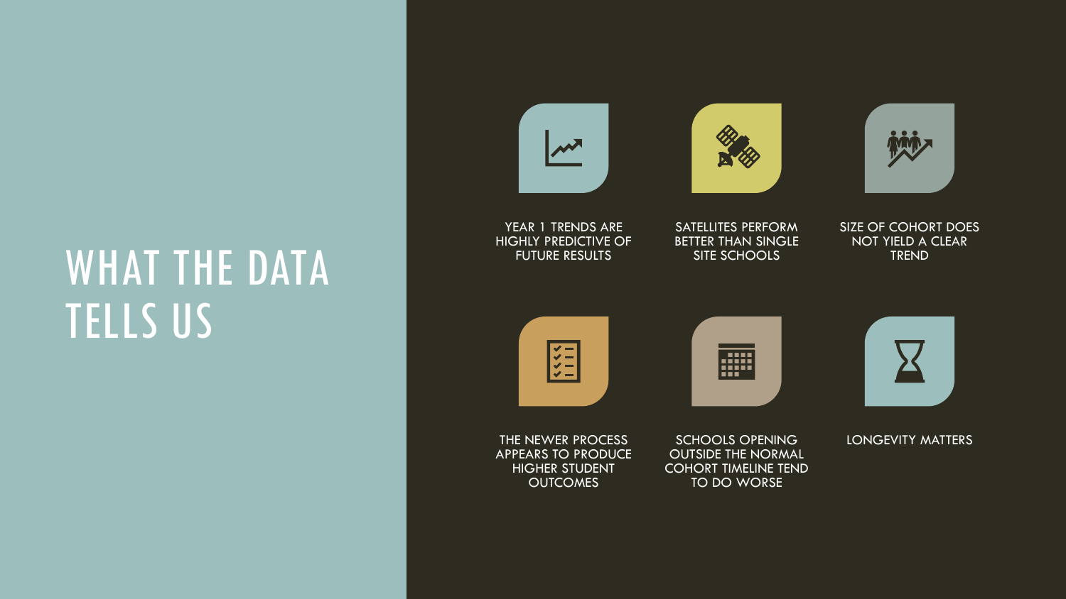# WHAT THE DATA TELLS US

- YEAR 1 TRENDS ARE HIGHLY PREDICTIVE OF FUTURE RESULTS
- SATELLITES PERFORM BETTER THAN SINGLE SITE SCHOOLS
- SIZE OF COHORT DOES NOT YIELD A CLEAR TREND
- THE NEWER PROCESS APPEARS TO PRODUCE HIGHER STUDENT OUTCOMES
- SCHOOLS OPENING OUTSIDE THE NORMAL COHORT TIMELINE TEND TO DO WORSE
- LONGEVITY MATTERS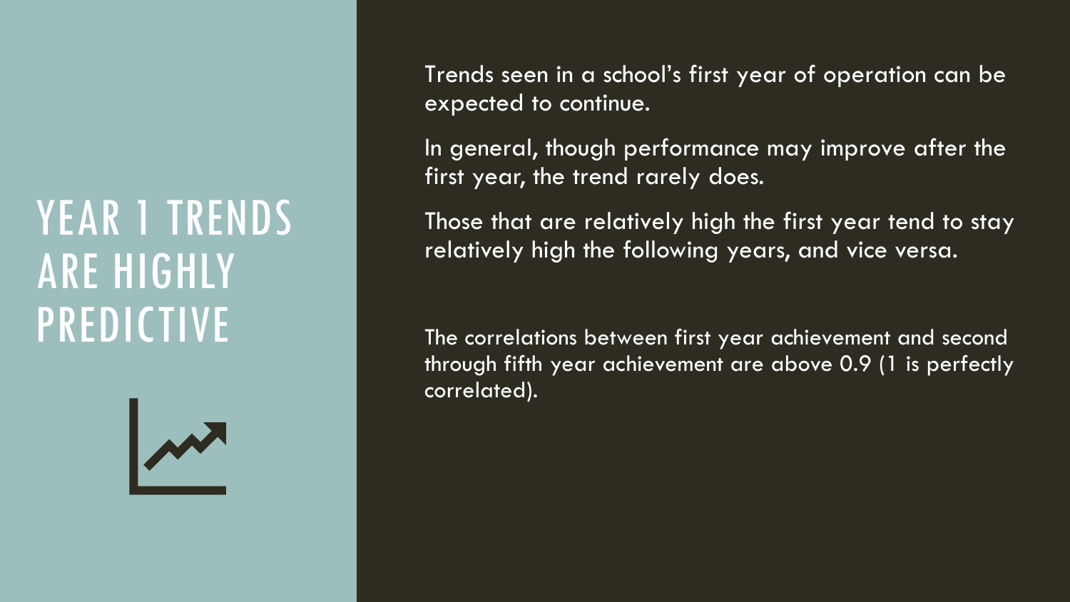# YEAR 1 TRENDS ARE HIGHLY PREDICTIVE

Trends seen in a school's first year of operation can be expected to continue.

In general, though performance may improve after the first year, the trend rarely does.

Those that are relatively high the first year tend to stay relatively high the following years, and vice versa.

The correlations between first year achievement and second through fifth year achievement are above 0.9 (1 is perfectly correlated).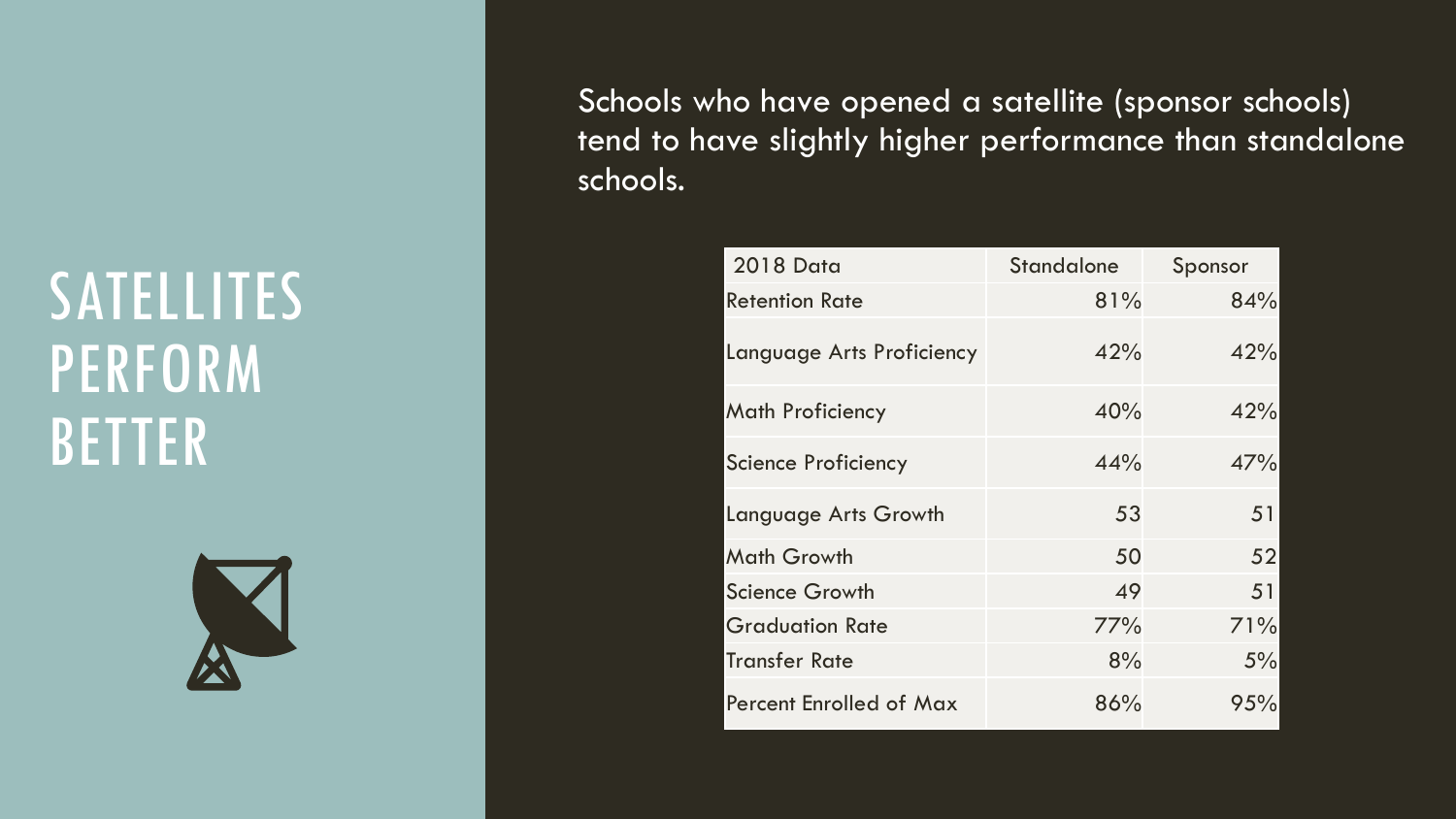# SATELLITES PERFORM BETTER

Schools who have opened a satellite (sponsor schools) tend to have slightly higher performance than standalone schools.

| 2018 Data | Standalone | Sponsor |
|---|---|---|
| Retention Rate | 81% | 84% |
| Language Arts Proficiency | 42% | 42% |
| Math Proficiency | 40% | 42% |
| Science Proficiency | 44% | 47% |
| Language Arts Growth | 53 | 51 |
| Math Growth | 50 | 52 |
| Science Growth | 49 | 51 |
| Graduation Rate | 77% | 71% |
| Transfer Rate | 8% | 5% |
| Percent Enrolled of Max | 86% | 95% |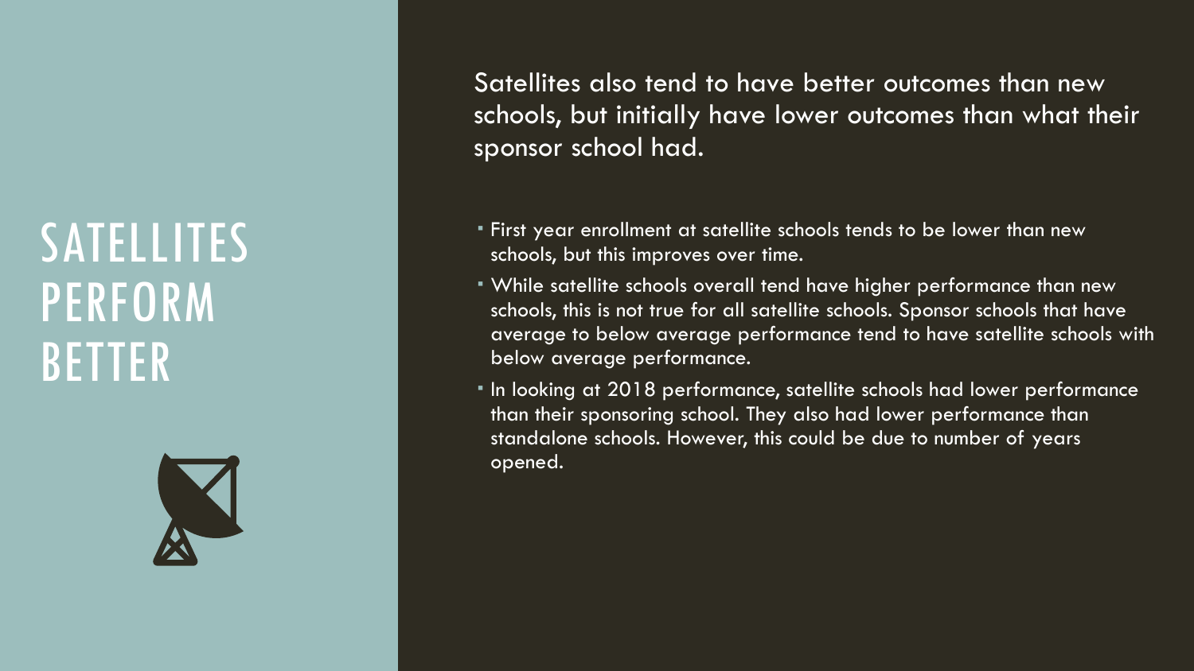# SATELLITES PERFORM BETTER

Satellites also tend to have better outcomes than new schools, but initially have lower outcomes than what their sponsor school had.

- First year enrollment at satellite schools tends to be lower than new schools, but this improves over time.
- While satellite schools overall tend have higher performance than new schools, this is not true for all satellite schools. Sponsor schools that have average to below average performance tend to have satellite schools with below average performance.
- In looking at 2018 performance, satellite schools had lower performance than their sponsoring school. They also had lower performance than standalone schools. However, this could be due to number of years opened.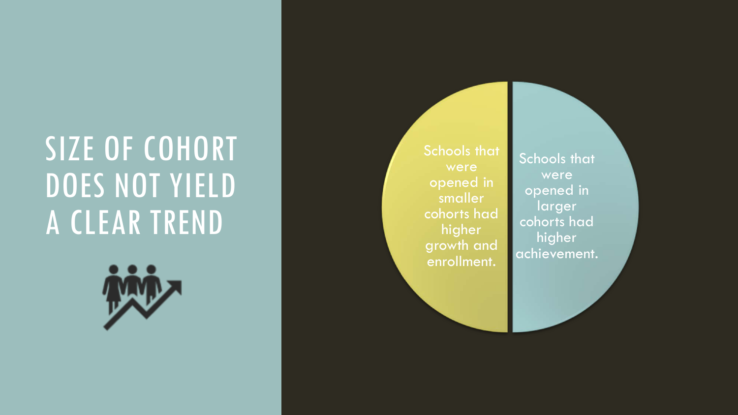# SIZE OF COHORT DOES NOT YIELD A CLEAR TREND

Schools that were opened in smaller cohorts had higher growth and enrollment.

Schools that were opened in larger cohorts had higher achievement.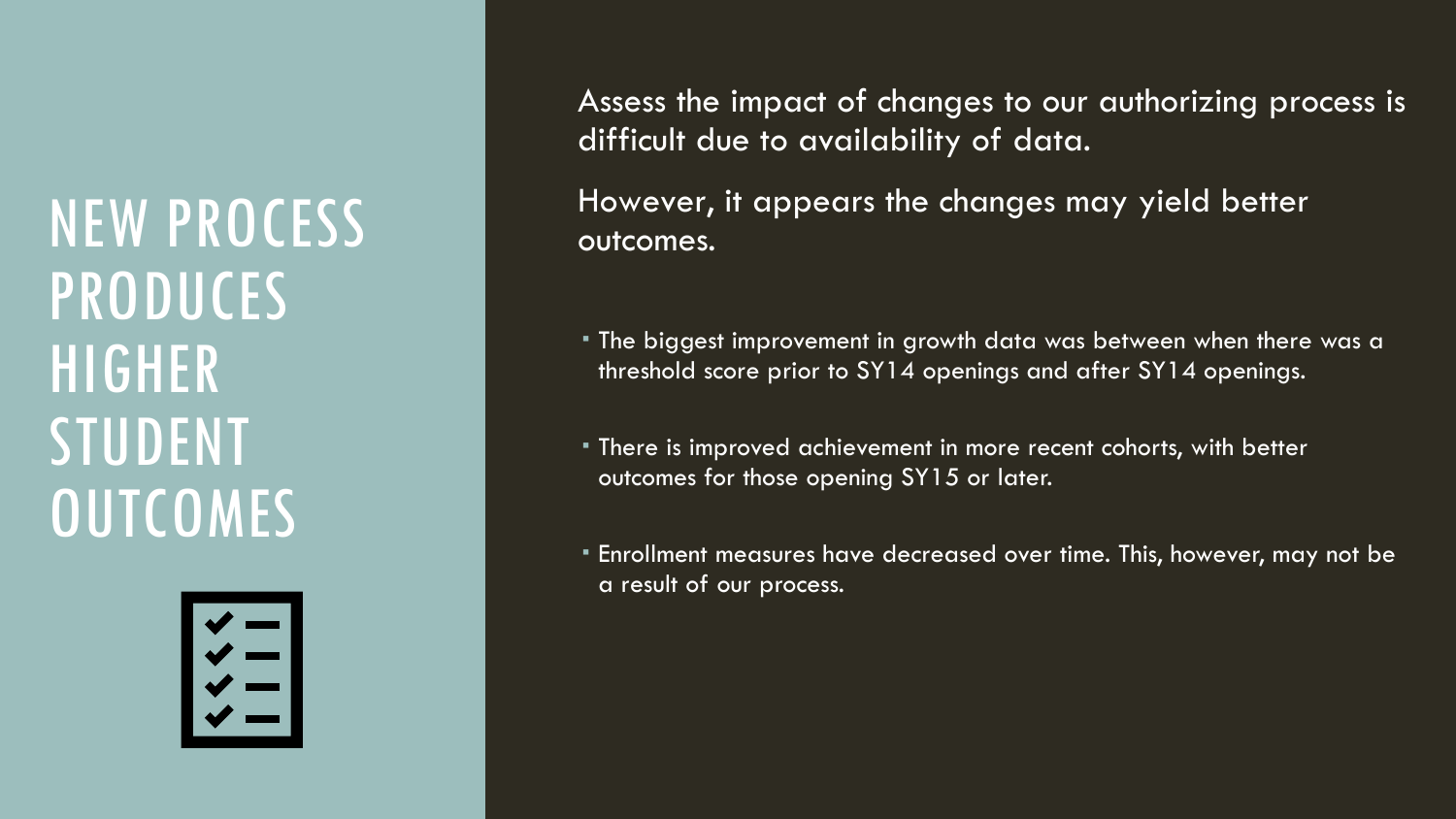# NEW PROCESS PRODUCES HIGHER STUDENT OUTCOMES

Assess the impact of changes to our authorizing process is difficult due to availability of data.

However, it appears the changes may yield better outcomes.

- The biggest improvement in growth data was between when there was a threshold score prior to SY14 openings and after SY14 openings.
- There is improved achievement in more recent cohorts, with better outcomes for those opening SY15 or later.
- Enrollment measures have decreased over time. This, however, may not be a result of our process.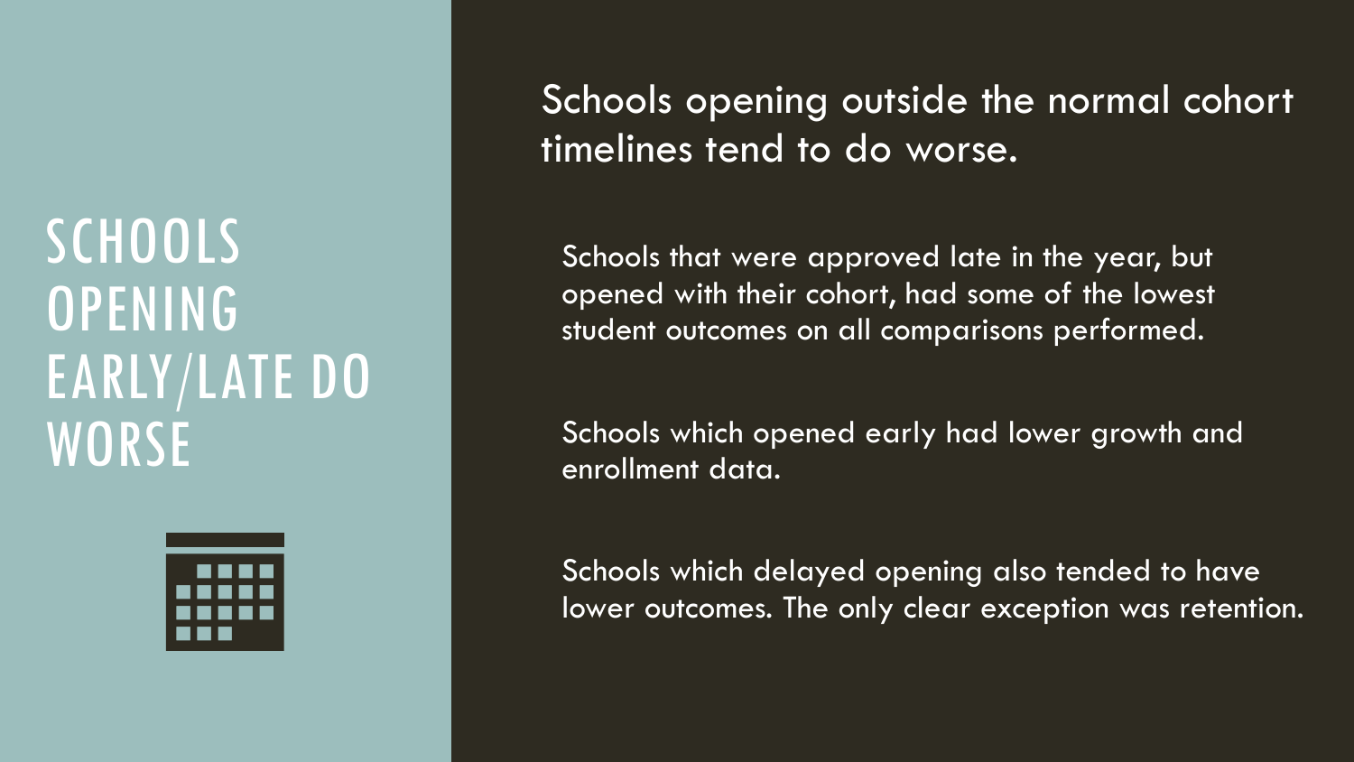# SCHOOLS OPENING EARLY/LATE DO WORSE

Schools opening outside the normal cohort timelines tend to do worse.

Schools that were approved late in the year, but opened with their cohort, had some of the lowest student outcomes on all comparisons performed.

Schools which opened early had lower growth and enrollment data.

Schools which delayed opening also tended to have lower outcomes. The only clear exception was retention.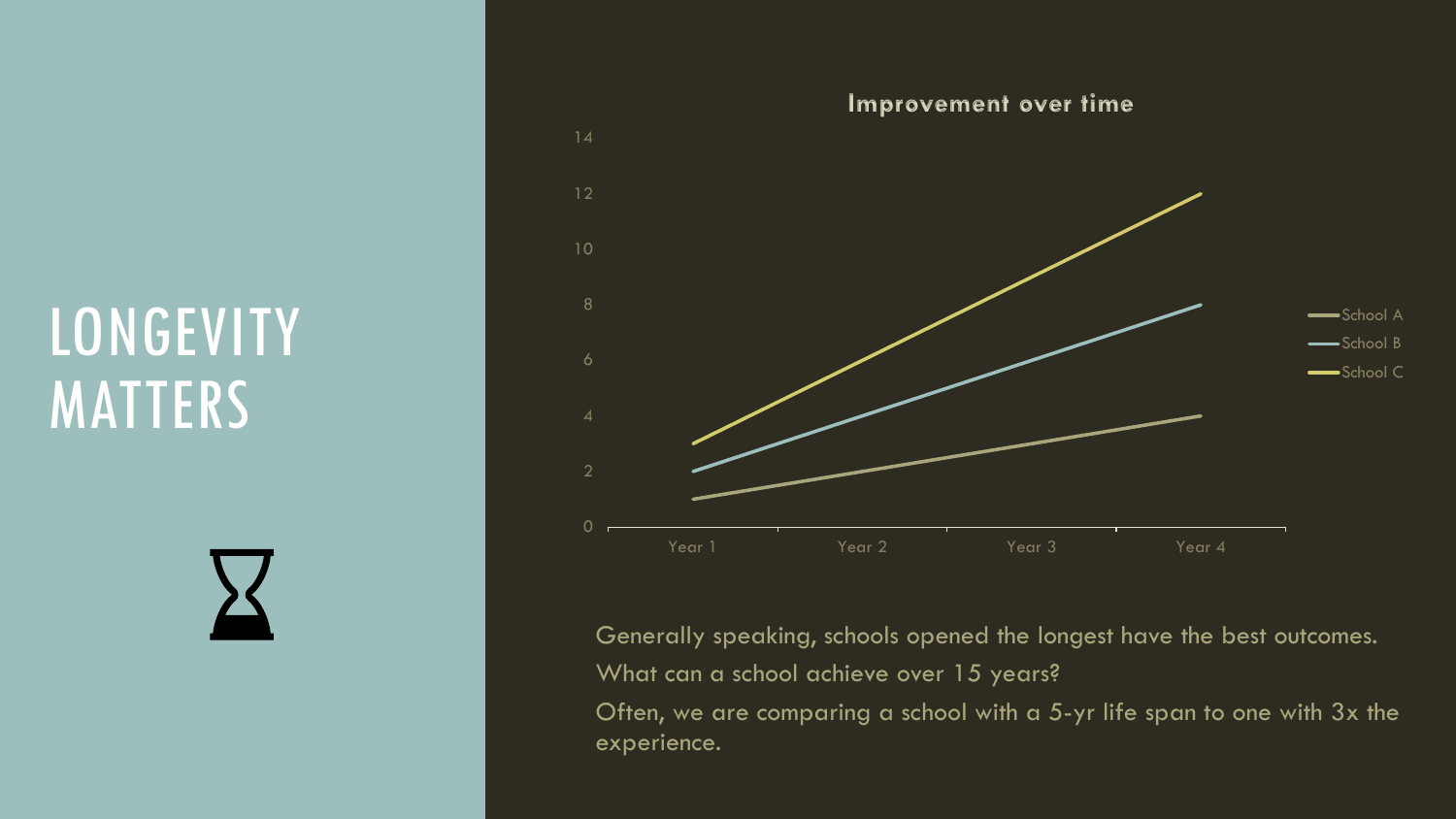# LONGEVITY MATTERS

**Improvement over time**

| | School A | School B | School C |
|---|---|---|---|
| Year 1 | 1 | 2 | 3 |
| Year 2 | | | |
| Year 3 | | | |
| Year 4 | 4 | 8 | 12 |

Generally speaking, schools opened the longest have the best outcomes.

What can a school achieve over 15 years?

Often, we are comparing a school with a 5-yr life span to one with 3x the experience.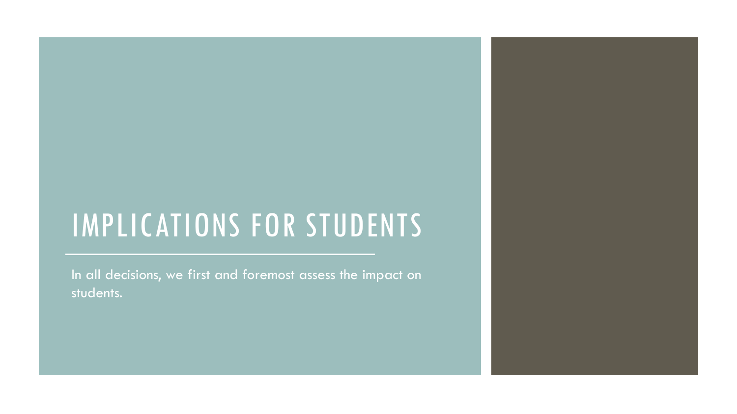# IMPLICATIONS FOR STUDENTS

In all decisions, we first and foremost assess the impact on students.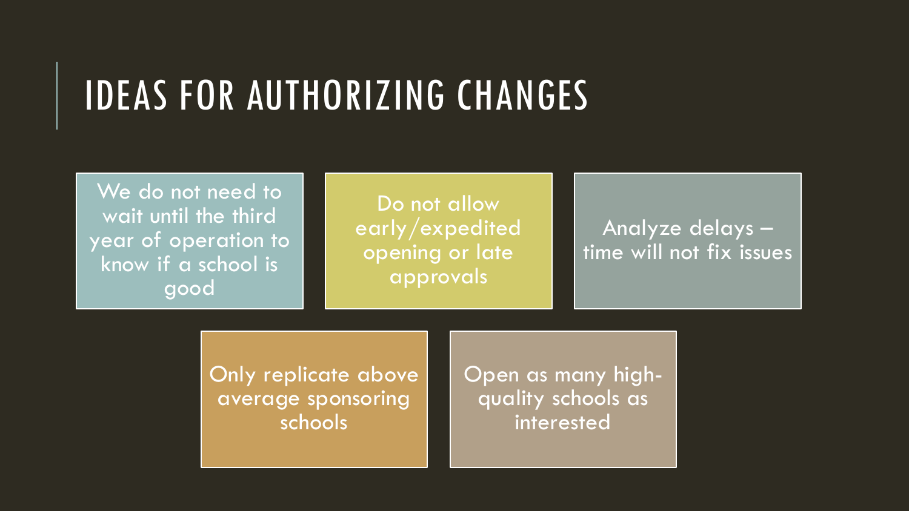# IDEAS FOR AUTHORIZING CHANGES

- We do not need to wait until the third year of operation to know if a school is good
- Do not allow early/expedited opening or late approvals
- Analyze delays – time will not fix issues
- Only replicate above average sponsoring schools
- Open as many high-quality schools as interested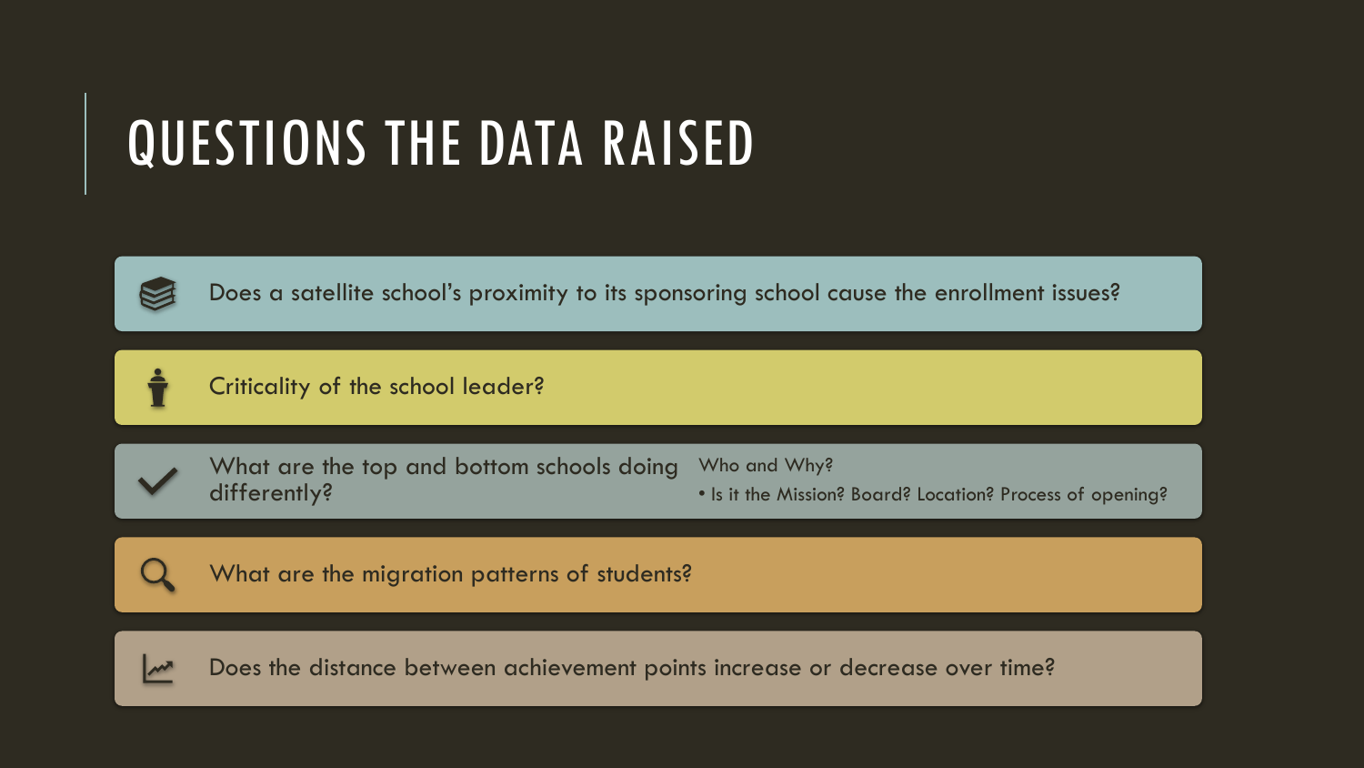# QUESTIONS THE DATA RAISED

- Does a satellite school's proximity to its sponsoring school cause the enrollment issues?
- Criticality of the school leader?
- What are the top and bottom schools doing differently?
  - Who and Why?
    - Is it the Mission? Board? Location? Process of opening?
- What are the migration patterns of students?
- Does the distance between achievement points increase or decrease over time?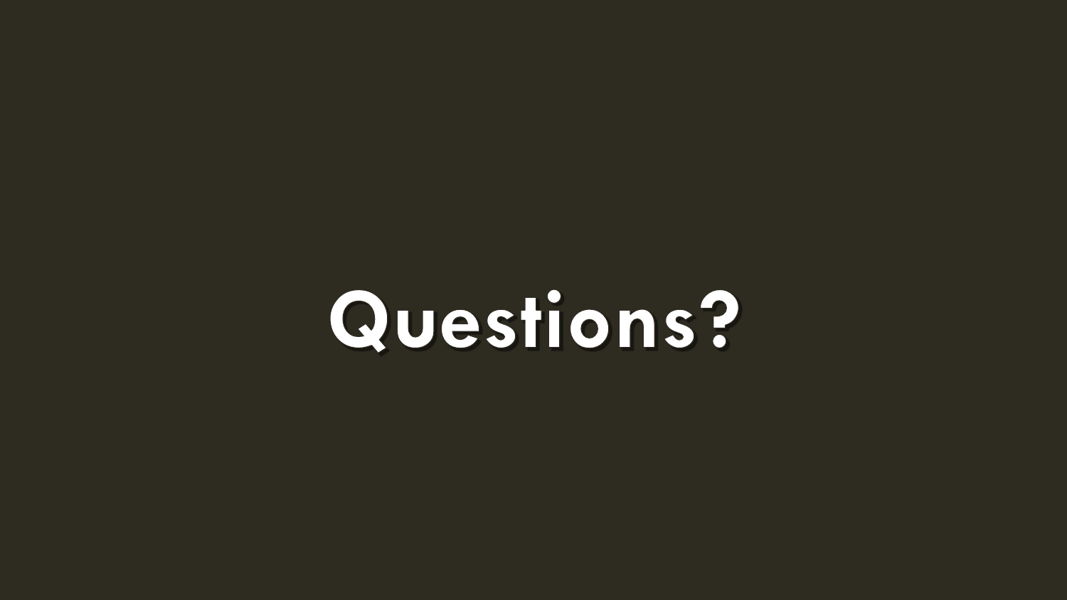# Questions?